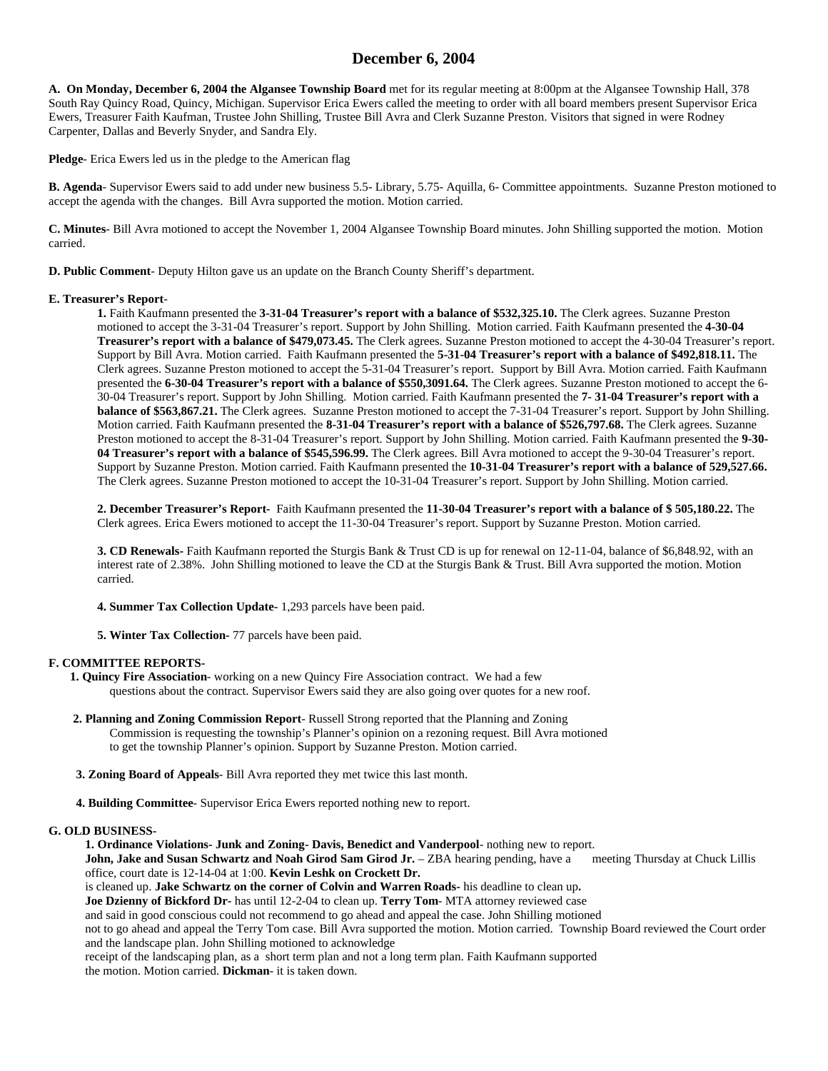# December 6, 2004

**A. On Monday, December 6, 2004 the Algansee Township Board** met for its regular meeting at 8:00pm at the Algansee Township Hall, 378 South Ray Quincy Road, Quincy, Michigan. Supervisor Erica Ewers called the meeting to order with all board members present Supervisor Erica Ewers, Treasurer Faith Kaufman, Trustee John Shilling, Trustee Bill Avra and Clerk Suzanne Preston. Visitors that signed in were Rodney Carpenter, Dallas and Beverly Snyder, and Sandra Ely.

**Pledge**- Erica Ewers led us in the pledge to the American flag

**B. Agenda**- Supervisor Ewers said to add under new business 5.5- Library, 5.75- Aquilla, 6- Committee appointments. Suzanne Preston motioned to accept the agenda with the changes. Bill Avra supported the motion. Motion carried.

**C. Minutes**- Bill Avra motioned to accept the November 1, 2004 Algansee Township Board minutes. John Shilling supported the motion. Motion carried.

**D. Public Comment**- Deputy Hilton gave us an update on the Branch County Sheriff's department.

**E. Treasurer's Report**-

**1.** Faith Kaufmann presented the **3-31-04 Treasurer's report with a balance of $532,325.10.** The Clerk agrees. Suzanne Preston motioned to accept the 3-31-04 Treasurer's report. Support by John Shilling. Motion carried. Faith Kaufmann presented the **4-30-04 Treasurer's report with a balance of $479,073.45.** The Clerk agrees. Suzanne Preston motioned to accept the 4-30-04 Treasurer's report. Support by Bill Avra. Motion carried. Faith Kaufmann presented the **5-31-04 Treasurer's report with a balance of $492,818.11.** The Clerk agrees. Suzanne Preston motioned to accept the 5-31-04 Treasurer's report. Support by Bill Avra. Motion carried. Faith Kaufmann presented the **6-30-04 Treasurer's report with a balance of $550,3091.64.** The Clerk agrees. Suzanne Preston motioned to accept the 6-30-04 Treasurer's report. Support by John Shilling. Motion carried. Faith Kaufmann presented the **7- 31-04 Treasurer's report with a balance of $563,867.21.** The Clerk agrees. Suzanne Preston motioned to accept the 7-31-04 Treasurer's report. Support by John Shilling. Motion carried. Faith Kaufmann presented the **8-31-04 Treasurer's report with a balance of $526,797.68.** The Clerk agrees. Suzanne Preston motioned to accept the 8-31-04 Treasurer's report. Support by John Shilling. Motion carried. Faith Kaufmann presented the **9-30-04 Treasurer's report with a balance of $545,596.99.** The Clerk agrees. Bill Avra motioned to accept the 9-30-04 Treasurer's report. Support by Suzanne Preston. Motion carried. Faith Kaufmann presented the **10-31-04 Treasurer's report with a balance of 529,527.66.** The Clerk agrees. Suzanne Preston motioned to accept the 10-31-04 Treasurer's report. Support by John Shilling. Motion carried.

**2. December Treasurer's Report-** Faith Kaufmann presented the **11-30-04 Treasurer's report with a balance of $ 505,180.22.** The Clerk agrees. Erica Ewers motioned to accept the 11-30-04 Treasurer's report. Support by Suzanne Preston. Motion carried.

**3. CD Renewals-** Faith Kaufmann reported the Sturgis Bank & Trust CD is up for renewal on 12-11-04, balance of $6,848.92, with an interest rate of 2.38%. John Shilling motioned to leave the CD at the Sturgis Bank & Trust. Bill Avra supported the motion. Motion carried.

**4. Summer Tax Collection Update-** 1,293 parcels have been paid.

**5. Winter Tax Collection-** 77 parcels have been paid.

**F. COMMITTEE REPORTS-**

**1. Quincy Fire Association**- working on a new Quincy Fire Association contract. We had a few questions about the contract. Supervisor Ewers said they are also going over quotes for a new roof.

**2. Planning and Zoning Commission Report**- Russell Strong reported that the Planning and Zoning Commission is requesting the township's Planner's opinion on a rezoning request. Bill Avra motioned to get the township Planner's opinion. Support by Suzanne Preston. Motion carried.

**3. Zoning Board of Appeals**- Bill Avra reported they met twice this last month.

**4. Building Committee**- Supervisor Erica Ewers reported nothing new to report.

**G. OLD BUSINESS-**

**1. Ordinance Violations- Junk and Zoning- Davis, Benedict and Vanderpool**- nothing new to report. **John, Jake and Susan Schwartz and Noah Girod Sam Girod Jr.** – ZBA hearing pending, have a meeting Thursday at Chuck Lillis office, court date is 12-14-04 at 1:00. **Kevin Leshk on Crockett Dr.** is cleaned up. **Jake Schwartz on the corner of Colvin and Warren Roads-** his deadline to clean up**.** **Joe Dzienny of Bickford Dr-** has until 12-2-04 to clean up. **Terry Tom**- MTA attorney reviewed case and said in good conscious could not recommend to go ahead and appeal the case. John Shilling motioned not to go ahead and appeal the Terry Tom case. Bill Avra supported the motion. Motion carried. Township Board reviewed the Court order and the landscape plan. John Shilling motioned to acknowledge receipt of the landscaping plan, as a short term plan and not a long term plan. Faith Kaufmann supported the motion. Motion carried. **Dickman**- it is taken down.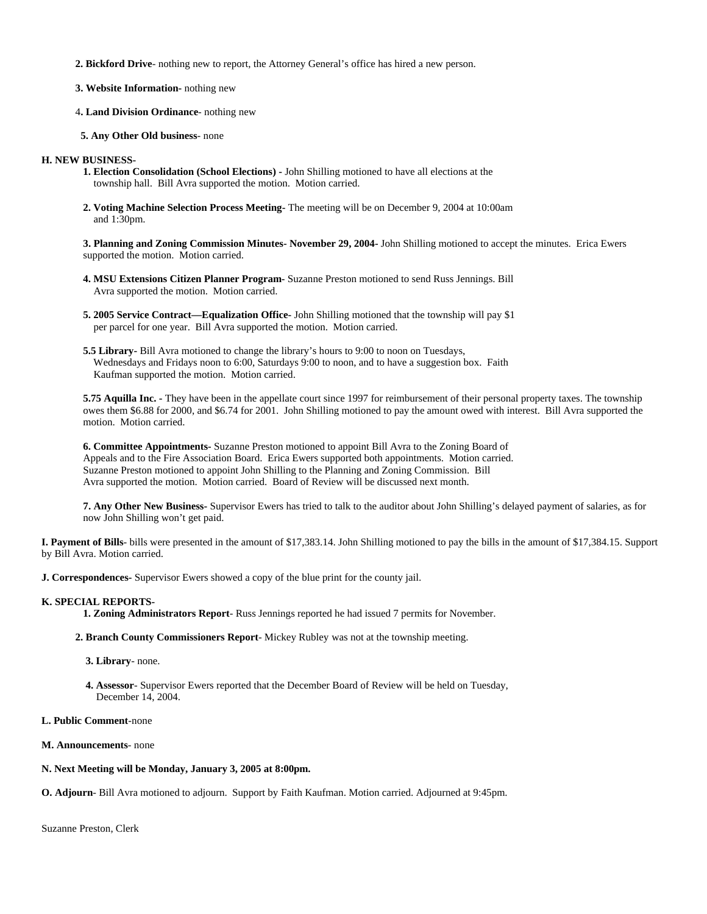**2. Bickford Drive**- nothing new to report, the Attorney General's office has hired a new person.

**3. Website Information-** nothing new

4**. Land Division Ordinance**- nothing new

**5. Any Other Old business**- none

**H. NEW BUSINESS-**

**1. Election Consolidation (School Elections) -** John Shilling motioned to have all elections at the township hall. Bill Avra supported the motion. Motion carried.

**2. Voting Machine Selection Process Meeting-** The meeting will be on December 9, 2004 at 10:00am and 1:30pm.

**3. Planning and Zoning Commission Minutes- November 29, 2004-** John Shilling motioned to accept the minutes. Erica Ewers supported the motion. Motion carried.

**4. MSU Extensions Citizen Planner Program-** Suzanne Preston motioned to send Russ Jennings. Bill Avra supported the motion. Motion carried.

**5. 2005 Service Contract—Equalization Office-** John Shilling motioned that the township will pay $1 per parcel for one year. Bill Avra supported the motion. Motion carried.

**5.5 Library-** Bill Avra motioned to change the library's hours to 9:00 to noon on Tuesdays, Wednesdays and Fridays noon to 6:00, Saturdays 9:00 to noon, and to have a suggestion box. Faith Kaufman supported the motion. Motion carried.

**5.75 Aquilla Inc. -** They have been in the appellate court since 1997 for reimbursement of their personal property taxes. The township owes them $6.88 for 2000, and $6.74 for 2001. John Shilling motioned to pay the amount owed with interest. Bill Avra supported the motion. Motion carried.

**6. Committee Appointments-** Suzanne Preston motioned to appoint Bill Avra to the Zoning Board of Appeals and to the Fire Association Board. Erica Ewers supported both appointments. Motion carried. Suzanne Preston motioned to appoint John Shilling to the Planning and Zoning Commission. Bill Avra supported the motion. Motion carried. Board of Review will be discussed next month.

**7. Any Other New Business-** Supervisor Ewers has tried to talk to the auditor about John Shilling's delayed payment of salaries, as for now John Shilling won't get paid.

**I. Payment of Bills**- bills were presented in the amount of $17,383.14. John Shilling motioned to pay the bills in the amount of $17,384.15. Support by Bill Avra. Motion carried.

**J. Correspondences-** Supervisor Ewers showed a copy of the blue print for the county jail.

**K. SPECIAL REPORTS-**

**1. Zoning Administrators Report**- Russ Jennings reported he had issued 7 permits for November.

**2. Branch County Commissioners Report**- Mickey Rubley was not at the township meeting.

**3. Library**- none.

**4. Assessor**- Supervisor Ewers reported that the December Board of Review will be held on Tuesday, December 14, 2004.

**L. Public Comment**-none

**M. Announcements**- none

**N. Next Meeting will be Monday, January 3, 2005 at 8:00pm.**

**O. Adjourn**- Bill Avra motioned to adjourn. Support by Faith Kaufman. Motion carried. Adjourned at 9:45pm.

Suzanne Preston, Clerk